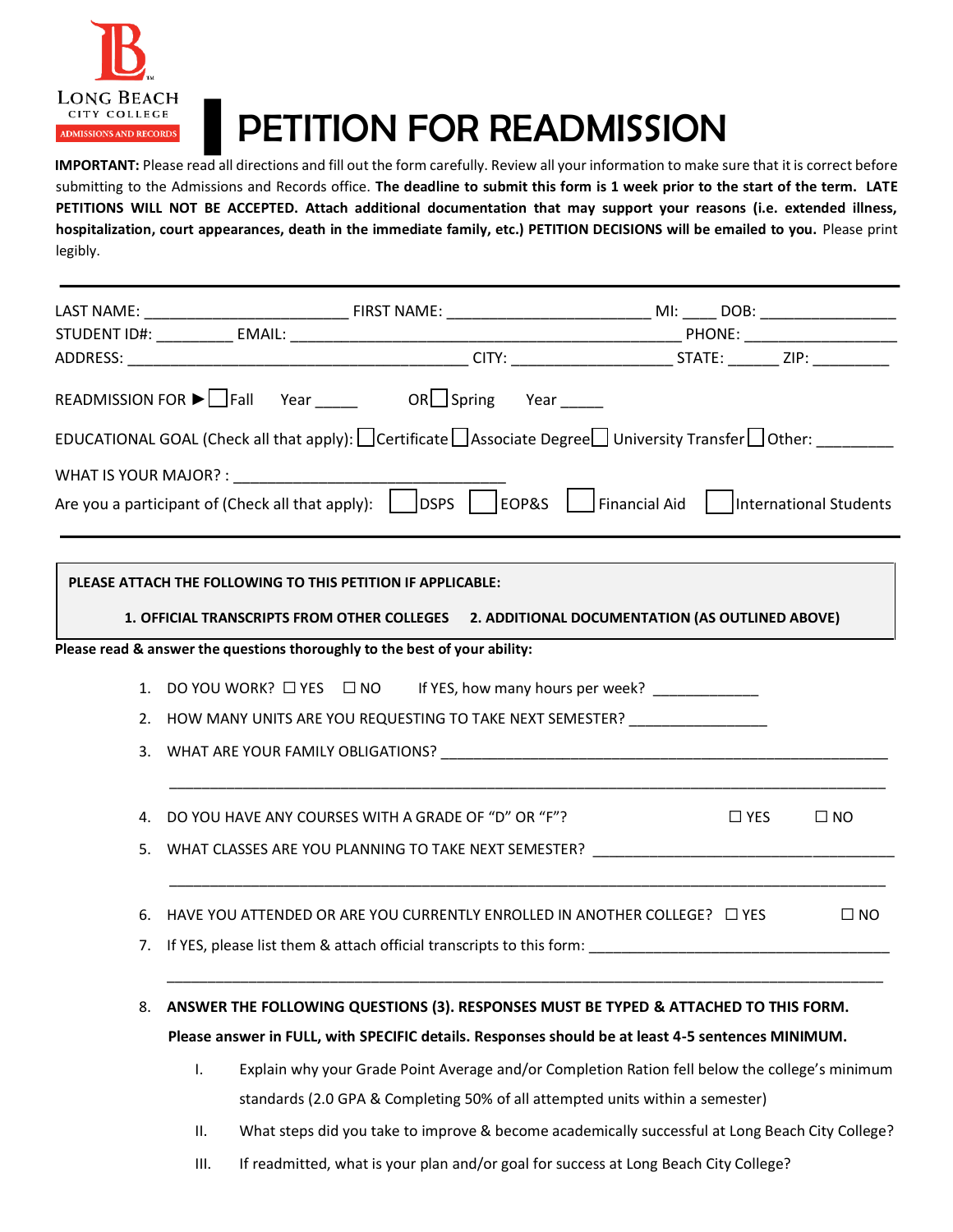LONG BEACH CITY COLLEGE
ADMISSIONS AND RECORDS

# PETITION FOR READMISSION

**IMPORTANT:** Please read all directions and fill out the form carefully. Review all your information to make sure that it is correct before submitting to the Admissions and Records office. **The deadline to submit this form is 1 week prior to the start of the term. LATE PETITIONS WILL NOT BE ACCEPTED. Attach additional documentation that may support your reasons (i.e. extended illness, hospitalization, court appearances, death in the immediate family, etc.) PETITION DECISIONS will be emailed to you.** Please print legibly.

---

LAST NAME: _______________________ FIRST NAME: _______________________ MI: ____ DOB: ________________

STUDENT ID#: _________ EMAIL: ____________________________________________ PHONE: __________________

ADDRESS: ______________________________________ CITY: __________________ STATE: ______ ZIP: _________

READMISSION FOR ► ☐ Fall Year _____ OR ☐ Spring Year _____

EDUCATIONAL GOAL (Check all that apply): ☐ Certificate ☐ Associate Degree ☐ University Transfer ☐ Other: _________

WHAT IS YOUR MAJOR? : ________________________________

Are you a participant of (Check all that apply): ☐ DSPS ☐ EOP&S ☐ Financial Aid ☐ International Students

---

**PLEASE ATTACH THE FOLLOWING TO THIS PETITION IF APPLICABLE:**

**1. OFFICIAL TRANSCRIPTS FROM OTHER COLLEGES 2. ADDITIONAL DOCUMENTATION (AS OUTLINED ABOVE)**

**Please read & answer the questions thoroughly to the best of your ability:**

1. DO YOU WORK? ☐ YES ☐ NO If YES, how many hours per week? _____________
2. HOW MANY UNITS ARE YOU REQUESTING TO TAKE NEXT SEMESTER? ________________
3. WHAT ARE YOUR FAMILY OBLIGATIONS? _______________________________________________________

   _________________________________________________________________________________________
4. DO YOU HAVE ANY COURSES WITH A GRADE OF "D" OR "F"? ☐ YES ☐ NO
5. WHAT CLASSES ARE YOU PLANNING TO TAKE NEXT SEMESTER? ____________________________________

   _________________________________________________________________________________________
6. HAVE YOU ATTENDED OR ARE YOU CURRENTLY ENROLLED IN ANOTHER COLLEGE? ☐ YES ☐ NO
7. If YES, please list them & attach official transcripts to this form: ___________________________________

   _________________________________________________________________________________________
8. **ANSWER THE FOLLOWING QUESTIONS (3). RESPONSES MUST BE TYPED & ATTACHED TO THIS FORM. Please answer in FULL, with SPECIFIC details. Responses should be at least 4-5 sentences MINIMUM.**

   I. Explain why your Grade Point Average and/or Completion Ration fell below the college's minimum standards (2.0 GPA & Completing 50% of all attempted units within a semester)

   II. What steps did you take to improve & become academically successful at Long Beach City College?

   III. If readmitted, what is your plan and/or goal for success at Long Beach City College?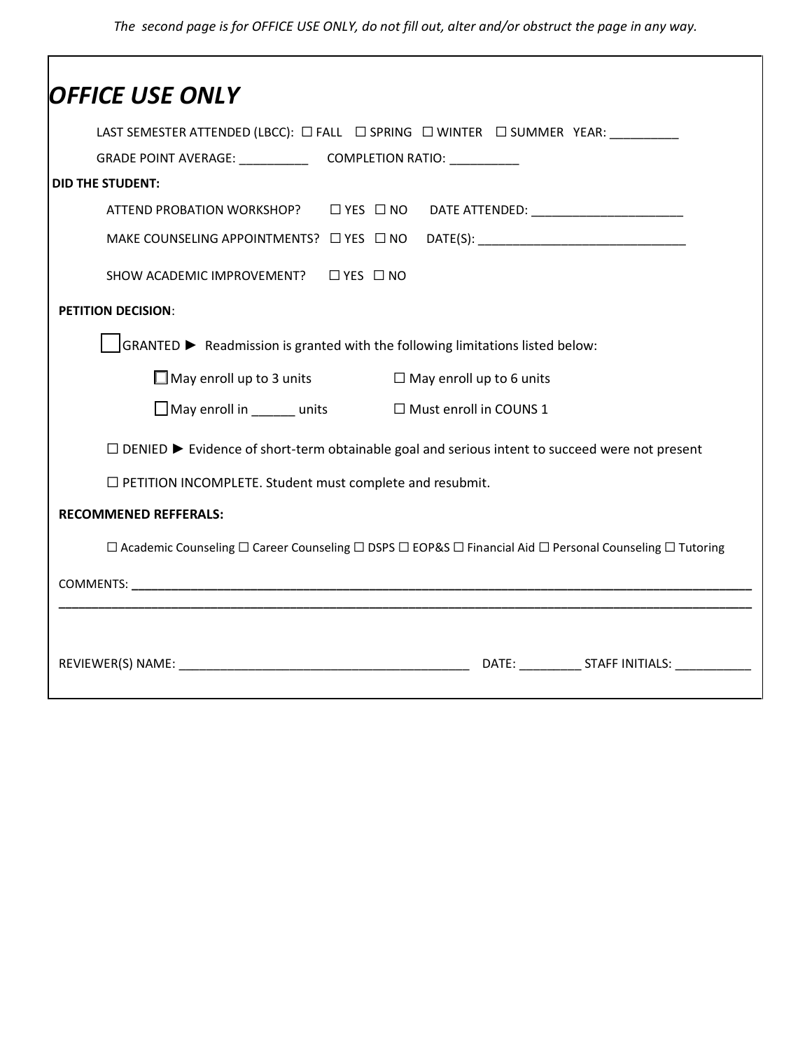*The second page is for OFFICE USE ONLY, do not fill out, alter and/or obstruct the page in any way.*

# *OFFICE USE ONLY*

LAST SEMESTER ATTENDED (LBCC): ☐ FALL ☐ SPRING ☐ WINTER ☐ SUMMER YEAR: __________

GRADE POINT AVERAGE: __________ COMPLETION RATIO: __________

**DID THE STUDENT:**

ATTEND PROBATION WORKSHOP? ☐ YES ☐ NO DATE ATTENDED: ______________________

MAKE COUNSELING APPOINTMENTS? ☐ YES ☐ NO DATE(S): ______________________________

SHOW ACADEMIC IMPROVEMENT? ☐ YES ☐ NO

**PETITION DECISION**:

☐ GRANTED ► Readmission is granted with the following limitations listed below:

☐ May enroll up to 3 units ☐ May enroll up to 6 units

☐ May enroll in ______ units ☐ Must enroll in COUNS 1

☐ DENIED ► Evidence of short-term obtainable goal and serious intent to succeed were not present

☐ PETITION INCOMPLETE. Student must complete and resubmit.

**RECOMMENED REFFERALS:**

☐ Academic Counseling ☐ Career Counseling ☐ DSPS ☐ EOP&S ☐ Financial Aid ☐ Personal Counseling ☐ Tutoring

COMMENTS: ____________________________________________________________________________________________

____________________________________________________________________________________________________

REVIEWER(S) NAME: ___________________________________________ DATE: _________ STAFF INITIALS: ___________